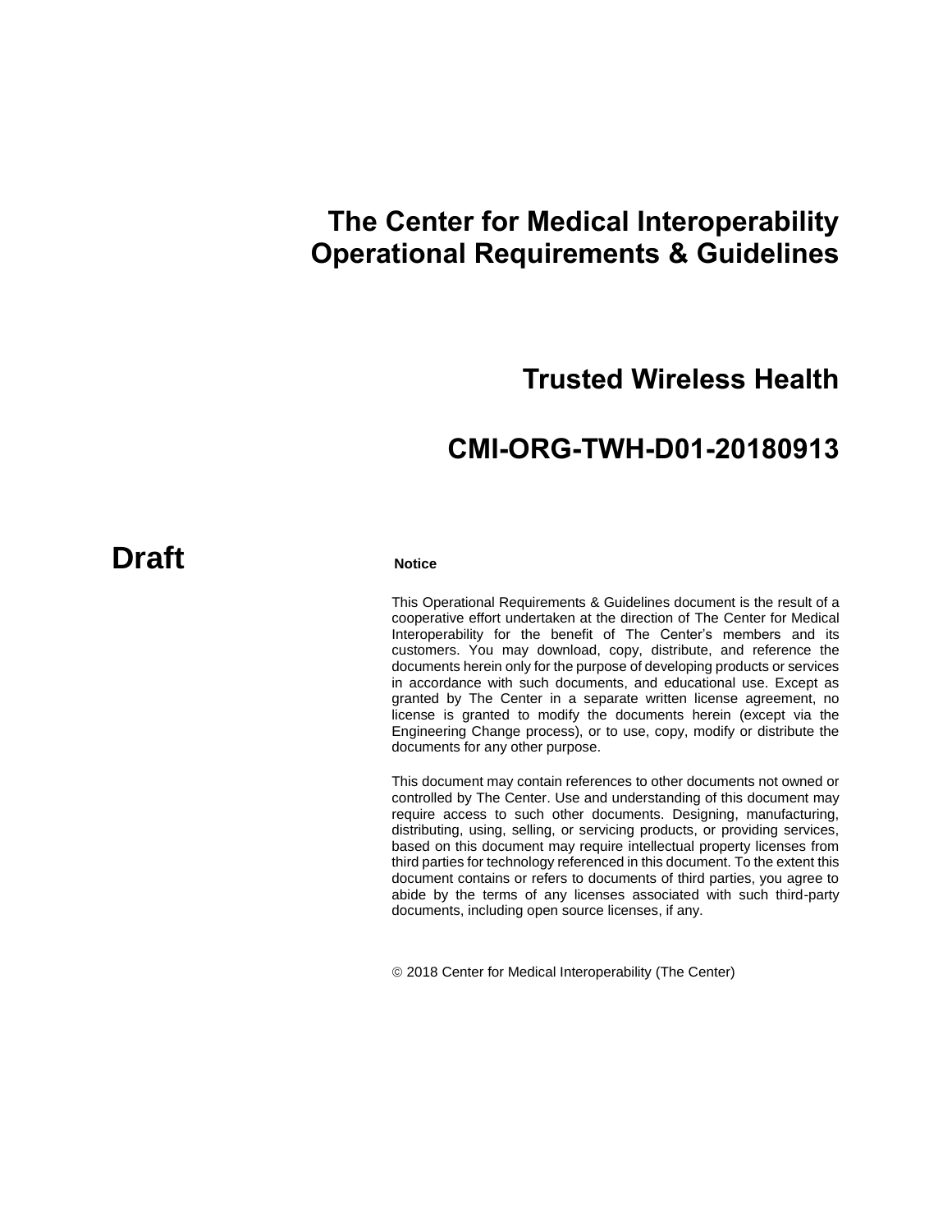# The Center for Medical Interoperability Operational Requirements & Guidelines

## Trusted Wireless Health

## CMI-ORG-TWH-D01-20180913

**Draft**

**Notice**

This Operational Requirements & Guidelines document is the result of a cooperative effort undertaken at the direction of The Center for Medical Interoperability for the benefit of The Center's members and its customers. You may download, copy, distribute, and reference the documents herein only for the purpose of developing products or services in accordance with such documents, and educational use. Except as granted by The Center in a separate written license agreement, no license is granted to modify the documents herein (except via the Engineering Change process), or to use, copy, modify or distribute the documents for any other purpose.

This document may contain references to other documents not owned or controlled by The Center. Use and understanding of this document may require access to such other documents. Designing, manufacturing, distributing, using, selling, or servicing products, or providing services, based on this document may require intellectual property licenses from third parties for technology referenced in this document. To the extent this document contains or refers to documents of third parties, you agree to abide by the terms of any licenses associated with such third-party documents, including open source licenses, if any.

© 2018 Center for Medical Interoperability (The Center)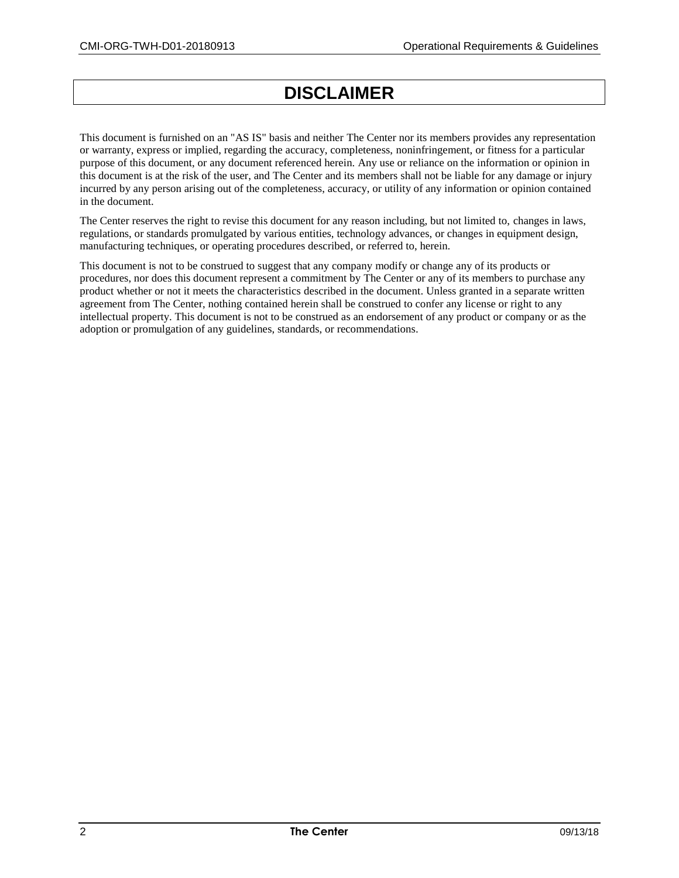# DISCLAIMER

This document is furnished on an "AS IS" basis and neither The Center nor its members provides any representation or warranty, express or implied, regarding the accuracy, completeness, noninfringement, or fitness for a particular purpose of this document, or any document referenced herein. Any use or reliance on the information or opinion in this document is at the risk of the user, and The Center and its members shall not be liable for any damage or injury incurred by any person arising out of the completeness, accuracy, or utility of any information or opinion contained in the document.

The Center reserves the right to revise this document for any reason including, but not limited to, changes in laws, regulations, or standards promulgated by various entities, technology advances, or changes in equipment design, manufacturing techniques, or operating procedures described, or referred to, herein.

This document is not to be construed to suggest that any company modify or change any of its products or procedures, nor does this document represent a commitment by The Center or any of its members to purchase any product whether or not it meets the characteristics described in the document. Unless granted in a separate written agreement from The Center, nothing contained herein shall be construed to confer any license or right to any intellectual property. This document is not to be construed as an endorsement of any product or company or as the adoption or promulgation of any guidelines, standards, or recommendations.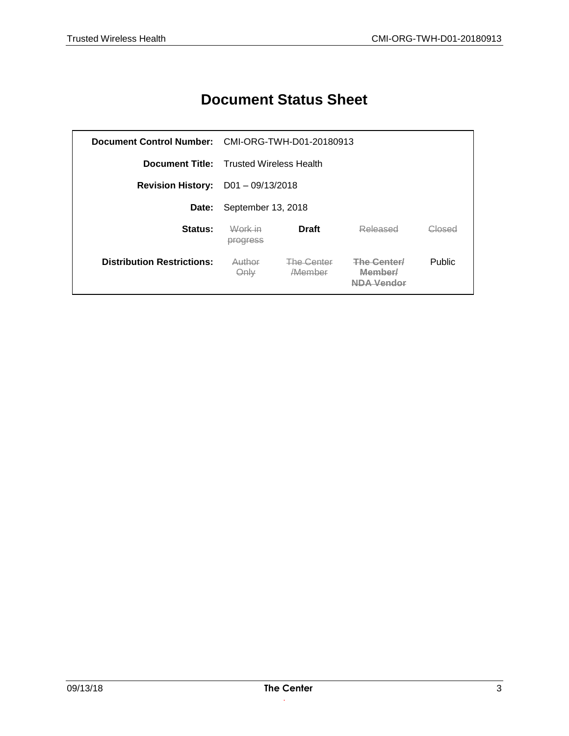# Document Status Sheet

| | | | | |
|---|---|---|---|---|
| **Document Control Number:** | CMI-ORG-TWH-D01-20180913 | | | |
| **Document Title:** | Trusted Wireless Health | | | |
| **Revision History:** | D01 – 09/13/2018 | | | |
| **Date:** | September 13, 2018 | | | |
| **Status:** | ~~Work in progress~~ | **Draft** | ~~Released~~ | ~~Closed~~ |
| **Distribution Restrictions:** | ~~Author Only~~ | ~~The Center /Member~~ | ~~**The Center/ Member/ NDA Vendor**~~ | Public |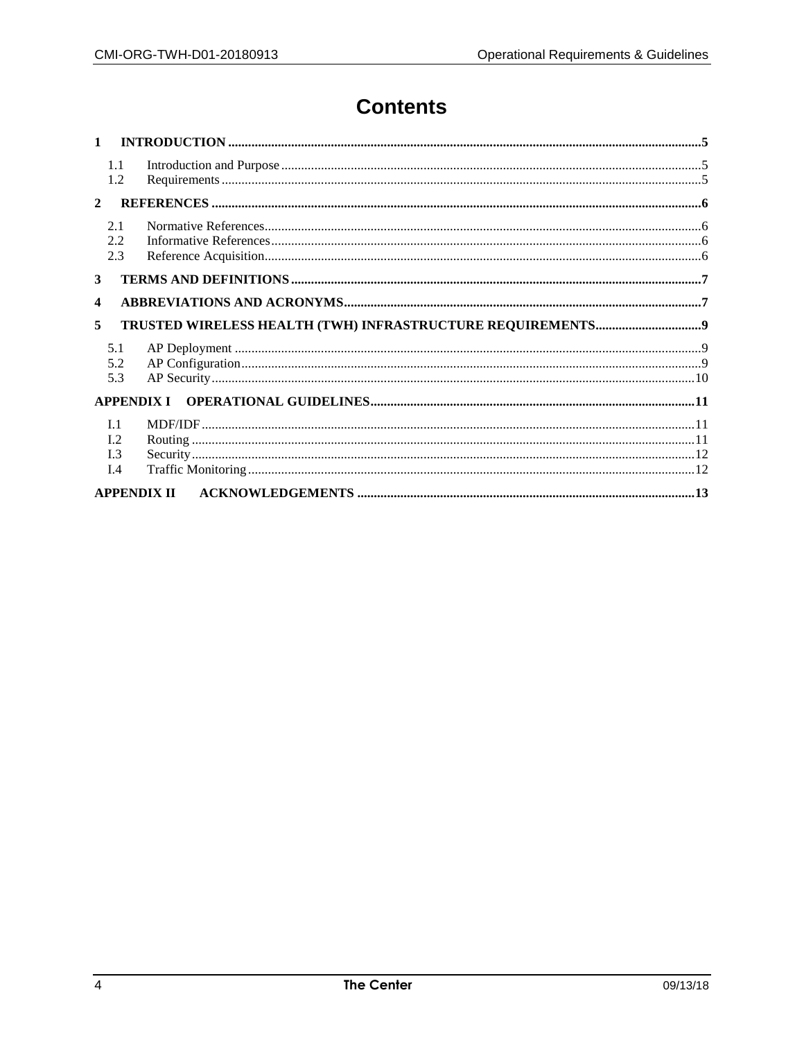# Contents

1 INTRODUCTION ..... 5

- 1.1 Introduction and Purpose ..... 5
- 1.2 Requirements ..... 5

2 REFERENCES ..... 6

- 2.1 Normative References ..... 6
- 2.2 Informative References ..... 6
- 2.3 Reference Acquisition ..... 6

3 TERMS AND DEFINITIONS ..... 7

4 ABBREVIATIONS AND ACRONYMS ..... 7

5 TRUSTED WIRELESS HEALTH (TWH) INFRASTRUCTURE REQUIREMENTS ..... 9

- 5.1 AP Deployment ..... 9
- 5.2 AP Configuration ..... 9
- 5.3 AP Security ..... 10

APPENDIX I OPERATIONAL GUIDELINES ..... 11

- I.1 MDF/IDF ..... 11
- I.2 Routing ..... 11
- I.3 Security ..... 12
- I.4 Traffic Monitoring ..... 12

APPENDIX II ACKNOWLEDGEMENTS ..... 13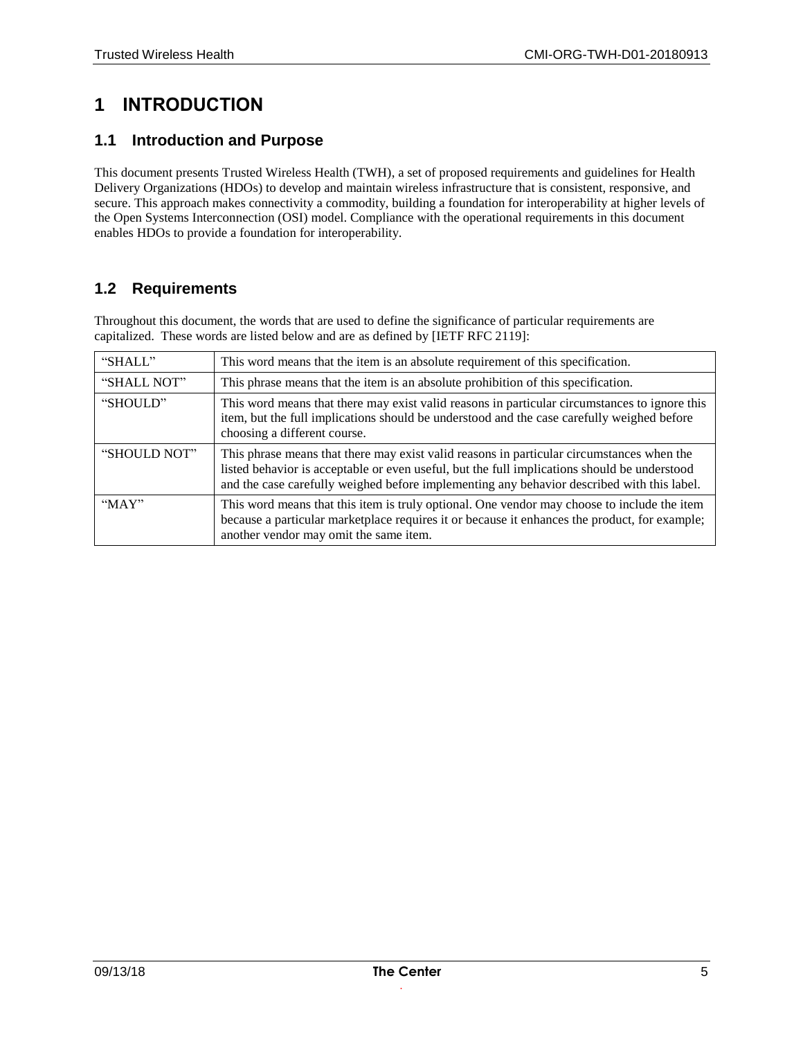# 1 INTRODUCTION

## 1.1 Introduction and Purpose

This document presents Trusted Wireless Health (TWH), a set of proposed requirements and guidelines for Health Delivery Organizations (HDOs) to develop and maintain wireless infrastructure that is consistent, responsive, and secure. This approach makes connectivity a commodity, building a foundation for interoperability at higher levels of the Open Systems Interconnection (OSI) model. Compliance with the operational requirements in this document enables HDOs to provide a foundation for interoperability.

## 1.2 Requirements

Throughout this document, the words that are used to define the significance of particular requirements are capitalized. These words are listed below and are as defined by [IETF RFC 2119]:

| | |
|---|---|
| "SHALL" | This word means that the item is an absolute requirement of this specification. |
| "SHALL NOT" | This phrase means that the item is an absolute prohibition of this specification. |
| "SHOULD" | This word means that there may exist valid reasons in particular circumstances to ignore this item, but the full implications should be understood and the case carefully weighed before choosing a different course. |
| "SHOULD NOT" | This phrase means that there may exist valid reasons in particular circumstances when the listed behavior is acceptable or even useful, but the full implications should be understood and the case carefully weighed before implementing any behavior described with this label. |
| "MAY" | This word means that this item is truly optional. One vendor may choose to include the item because a particular marketplace requires it or because it enhances the product, for example; another vendor may omit the same item. |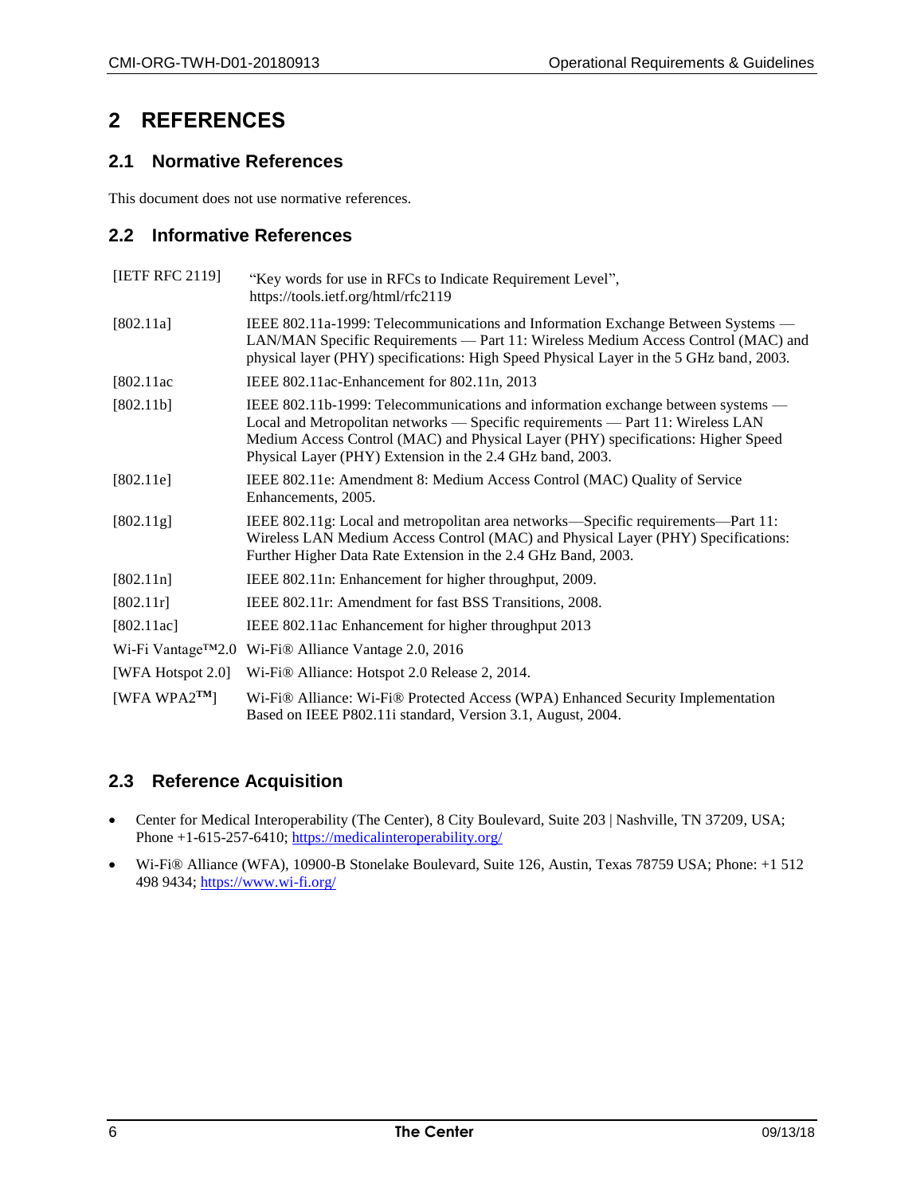# 2 REFERENCES

## 2.1 Normative References

This document does not use normative references.

## 2.2 Informative References

| | |
|---|---|
| [IETF RFC 2119] | "Key words for use in RFCs to Indicate Requirement Level", https://tools.ietf.org/html/rfc2119 |
| [802.11a] | IEEE 802.11a-1999: Telecommunications and Information Exchange Between Systems — LAN/MAN Specific Requirements — Part 11: Wireless Medium Access Control (MAC) and physical layer (PHY) specifications: High Speed Physical Layer in the 5 GHz band, 2003. |
| [802.11ac | IEEE 802.11ac-Enhancement for 802.11n, 2013 |
| [802.11b] | IEEE 802.11b-1999: Telecommunications and information exchange between systems — Local and Metropolitan networks — Specific requirements — Part 11: Wireless LAN Medium Access Control (MAC) and Physical Layer (PHY) specifications: Higher Speed Physical Layer (PHY) Extension in the 2.4 GHz band, 2003. |
| [802.11e] | IEEE 802.11e: Amendment 8: Medium Access Control (MAC) Quality of Service Enhancements, 2005. |
| [802.11g] | IEEE 802.11g: Local and metropolitan area networks—Specific requirements—Part 11: Wireless LAN Medium Access Control (MAC) and Physical Layer (PHY) Specifications: Further Higher Data Rate Extension in the 2.4 GHz Band, 2003. |
| [802.11n] | IEEE 802.11n: Enhancement for higher throughput, 2009. |
| [802.11r] | IEEE 802.11r: Amendment for fast BSS Transitions, 2008. |
| [802.11ac] | IEEE 802.11ac Enhancement for higher throughput 2013 |
| Wi-Fi Vantage™2.0 | Wi-Fi® Alliance Vantage 2.0, 2016 |
| [WFA Hotspot 2.0] | Wi-Fi® Alliance: Hotspot 2.0 Release 2, 2014. |
| [WFA WPA2™] | Wi-Fi® Alliance: Wi-Fi® Protected Access (WPA) Enhanced Security Implementation Based on IEEE P802.11i standard, Version 3.1, August, 2004. |

## 2.3 Reference Acquisition

- Center for Medical Interoperability (The Center), 8 City Boulevard, Suite 203 | Nashville, TN 37209, USA; Phone +1-615-257-6410; https://medicalinteroperability.org/
- Wi-Fi® Alliance (WFA), 10900-B Stonelake Boulevard, Suite 126, Austin, Texas 78759 USA; Phone: +1 512 498 9434; https://www.wi-fi.org/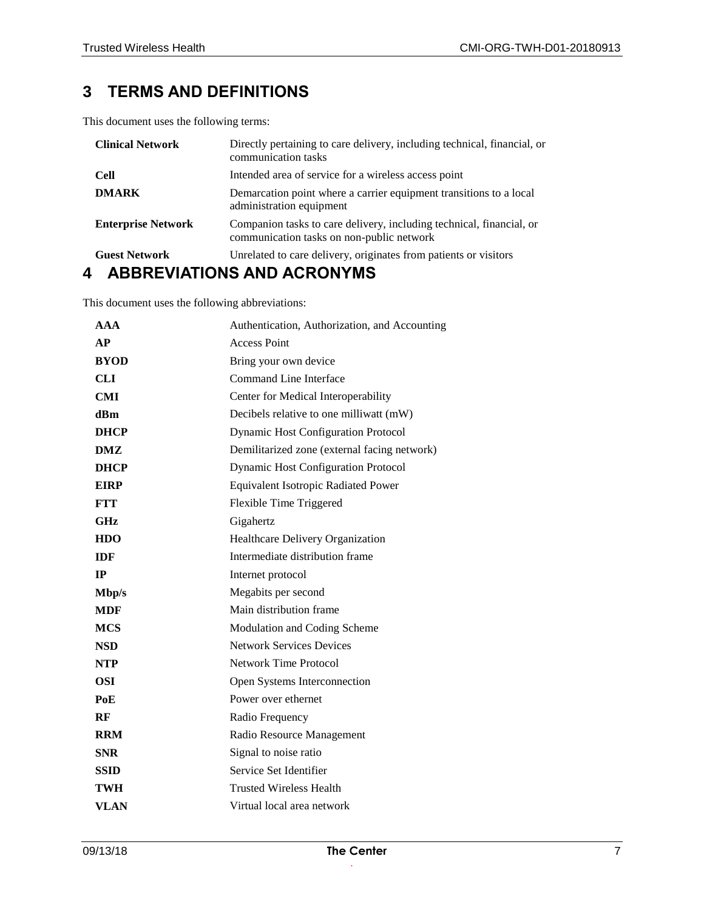# 3 TERMS AND DEFINITIONS

This document uses the following terms:

| | |
|---|---|
| **Clinical Network** | Directly pertaining to care delivery, including technical, financial, or communication tasks |
| **Cell** | Intended area of service for a wireless access point |
| **DMARK** | Demarcation point where a carrier equipment transitions to a local administration equipment |
| **Enterprise Network** | Companion tasks to care delivery, including technical, financial, or communication tasks on non-public network |
| **Guest Network** | Unrelated to care delivery, originates from patients or visitors |

# 4 ABBREVIATIONS AND ACRONYMS

This document uses the following abbreviations:

| | |
|---|---|
| **AAA** | Authentication, Authorization, and Accounting |
| **AP** | Access Point |
| **BYOD** | Bring your own device |
| **CLI** | Command Line Interface |
| **CMI** | Center for Medical Interoperability |
| **dBm** | Decibels relative to one milliwatt (mW) |
| **DHCP** | Dynamic Host Configuration Protocol |
| **DMZ** | Demilitarized zone (external facing network) |
| **DHCP** | Dynamic Host Configuration Protocol |
| **EIRP** | Equivalent Isotropic Radiated Power |
| **FTT** | Flexible Time Triggered |
| **GHz** | Gigahertz |
| **HDO** | Healthcare Delivery Organization |
| **IDF** | Intermediate distribution frame |
| **IP** | Internet protocol |
| **Mbp/s** | Megabits per second |
| **MDF** | Main distribution frame |
| **MCS** | Modulation and Coding Scheme |
| **NSD** | Network Services Devices |
| **NTP** | Network Time Protocol |
| **OSI** | Open Systems Interconnection |
| **PoE** | Power over ethernet |
| **RF** | Radio Frequency |
| **RRM** | Radio Resource Management |
| **SNR** | Signal to noise ratio |
| **SSID** | Service Set Identifier |
| **TWH** | Trusted Wireless Health |
| **VLAN** | Virtual local area network |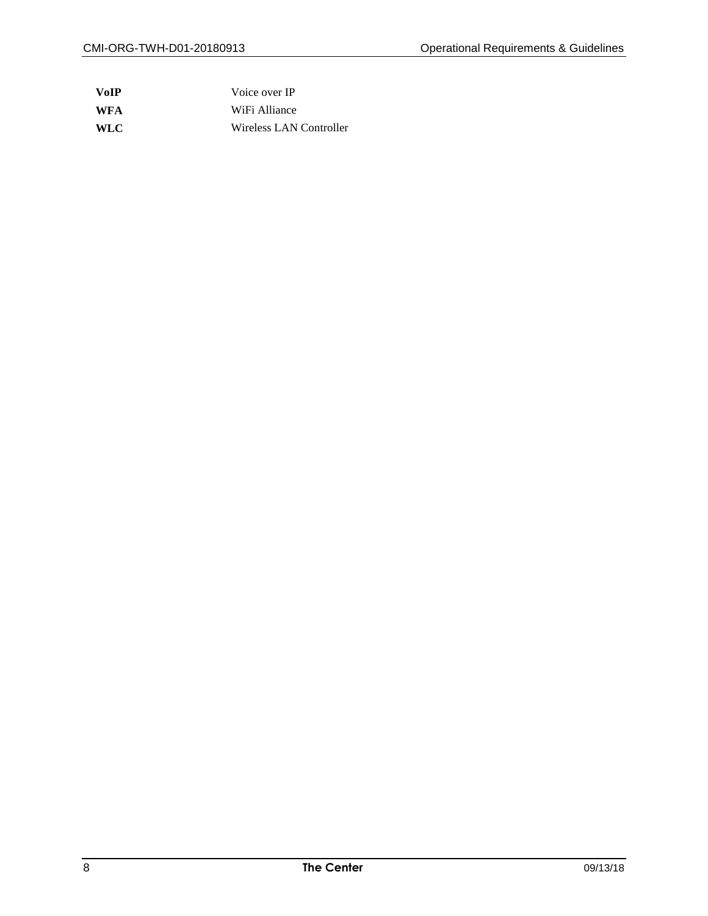| | |
|---|---|
| **VoIP** | Voice over IP |
| **WFA** | WiFi Alliance |
| **WLC** | Wireless LAN Controller |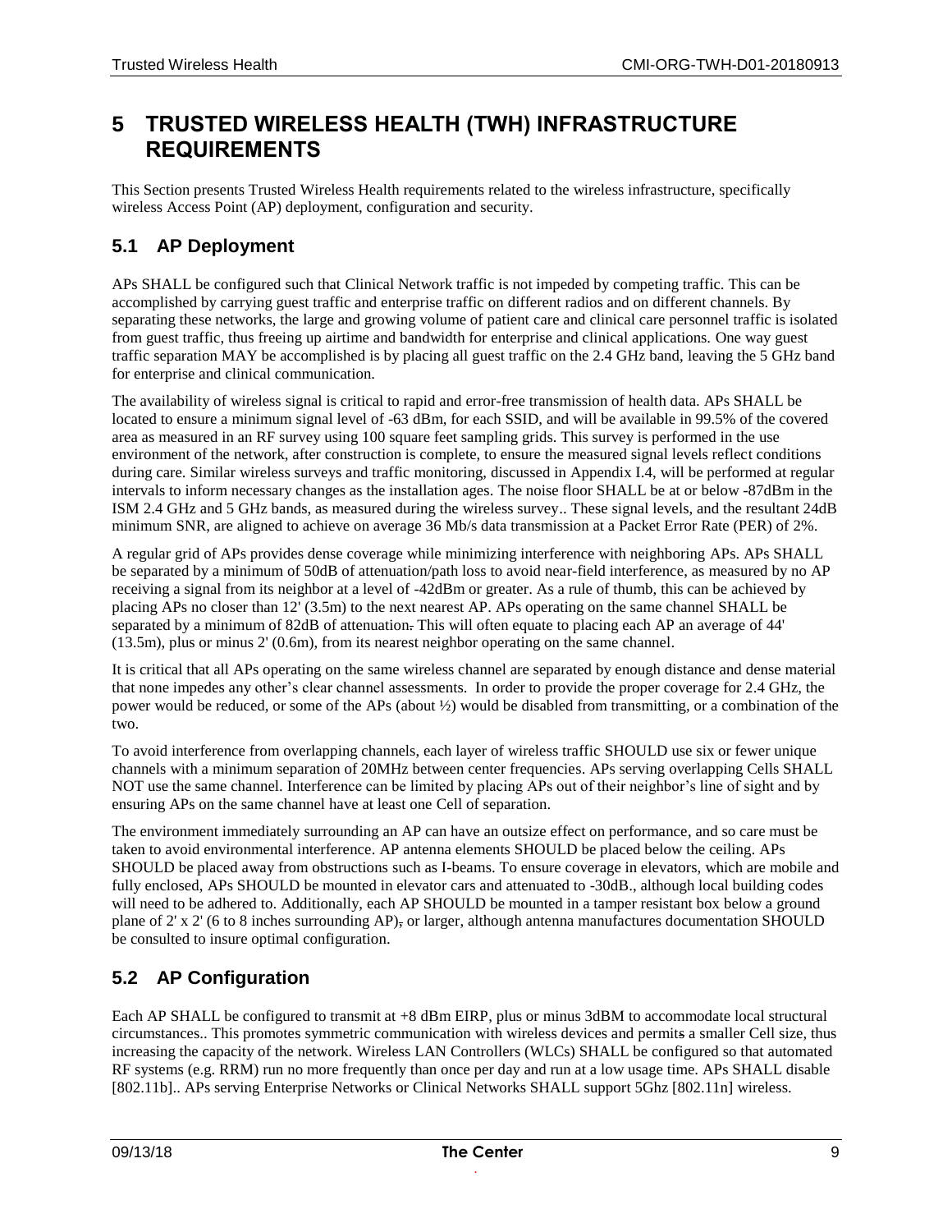# 5 TRUSTED WIRELESS HEALTH (TWH) INFRASTRUCTURE REQUIREMENTS

This Section presents Trusted Wireless Health requirements related to the wireless infrastructure, specifically wireless Access Point (AP) deployment, configuration and security.

## 5.1 AP Deployment

APs SHALL be configured such that Clinical Network traffic is not impeded by competing traffic. This can be accomplished by carrying guest traffic and enterprise traffic on different radios and on different channels. By separating these networks, the large and growing volume of patient care and clinical care personnel traffic is isolated from guest traffic, thus freeing up airtime and bandwidth for enterprise and clinical applications. One way guest traffic separation MAY be accomplished is by placing all guest traffic on the 2.4 GHz band, leaving the 5 GHz band for enterprise and clinical communication.

The availability of wireless signal is critical to rapid and error-free transmission of health data. APs SHALL be located to ensure a minimum signal level of -63 dBm, for each SSID, and will be available in 99.5% of the covered area as measured in an RF survey using 100 square feet sampling grids. This survey is performed in the use environment of the network, after construction is complete, to ensure the measured signal levels reflect conditions during care. Similar wireless surveys and traffic monitoring, discussed in Appendix I.4, will be performed at regular intervals to inform necessary changes as the installation ages. The noise floor SHALL be at or below -87dBm in the ISM 2.4 GHz and 5 GHz bands, as measured during the wireless survey.. These signal levels, and the resultant 24dB minimum SNR, are aligned to achieve on average 36 Mb/s data transmission at a Packet Error Rate (PER) of 2%.

A regular grid of APs provides dense coverage while minimizing interference with neighboring APs. APs SHALL be separated by a minimum of 50dB of attenuation/path loss to avoid near-field interference, as measured by no AP receiving a signal from its neighbor at a level of -42dBm or greater. As a rule of thumb, this can be achieved by placing APs no closer than 12' (3.5m) to the next nearest AP. APs operating on the same channel SHALL be separated by a minimum of 82dB of attenuation. This will often equate to placing each AP an average of 44' (13.5m), plus or minus 2' (0.6m), from its nearest neighbor operating on the same channel.

It is critical that all APs operating on the same wireless channel are separated by enough distance and dense material that none impedes any other's clear channel assessments. In order to provide the proper coverage for 2.4 GHz, the power would be reduced, or some of the APs (about ½) would be disabled from transmitting, or a combination of the two.

To avoid interference from overlapping channels, each layer of wireless traffic SHOULD use six or fewer unique channels with a minimum separation of 20MHz between center frequencies. APs serving overlapping Cells SHALL NOT use the same channel. Interference can be limited by placing APs out of their neighbor's line of sight and by ensuring APs on the same channel have at least one Cell of separation.

The environment immediately surrounding an AP can have an outsize effect on performance, and so care must be taken to avoid environmental interference. AP antenna elements SHOULD be placed below the ceiling. APs SHOULD be placed away from obstructions such as I-beams. To ensure coverage in elevators, which are mobile and fully enclosed, APs SHOULD be mounted in elevator cars and attenuated to -30dB., although local building codes will need to be adhered to. Additionally, each AP SHOULD be mounted in a tamper resistant box below a ground plane of 2' x 2' (6 to 8 inches surrounding AP), or larger, although antenna manufactures documentation SHOULD be consulted to insure optimal configuration.

## 5.2 AP Configuration

Each AP SHALL be configured to transmit at +8 dBm EIRP, plus or minus 3dBM to accommodate local structural circumstances.. This promotes symmetric communication with wireless devices and permits a smaller Cell size, thus increasing the capacity of the network. Wireless LAN Controllers (WLCs) SHALL be configured so that automated RF systems (e.g. RRM) run no more frequently than once per day and run at a low usage time. APs SHALL disable [802.11b].. APs serving Enterprise Networks or Clinical Networks SHALL support 5Ghz [802.11n] wireless.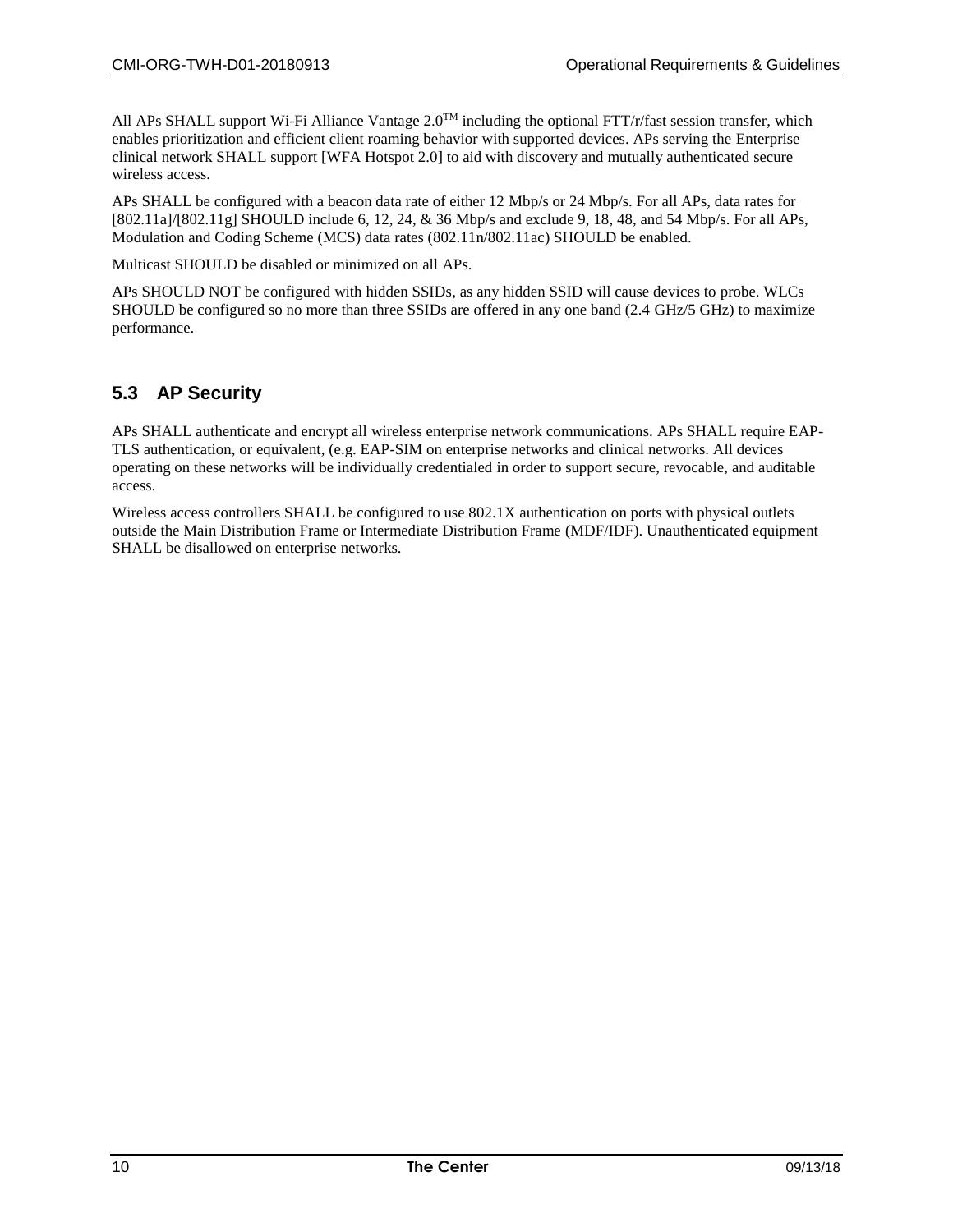All APs SHALL support Wi-Fi Alliance Vantage 2.0™ including the optional FTT/r/fast session transfer, which enables prioritization and efficient client roaming behavior with supported devices. APs serving the Enterprise clinical network SHALL support [WFA Hotspot 2.0] to aid with discovery and mutually authenticated secure wireless access.

APs SHALL be configured with a beacon data rate of either 12 Mbp/s or 24 Mbp/s. For all APs, data rates for [802.11a]/[802.11g] SHOULD include 6, 12, 24, & 36 Mbp/s and exclude 9, 18, 48, and 54 Mbp/s. For all APs, Modulation and Coding Scheme (MCS) data rates (802.11n/802.11ac) SHOULD be enabled.

Multicast SHOULD be disabled or minimized on all APs.

APs SHOULD NOT be configured with hidden SSIDs, as any hidden SSID will cause devices to probe. WLCs SHOULD be configured so no more than three SSIDs are offered in any one band (2.4 GHz/5 GHz) to maximize performance.

## 5.3 AP Security

APs SHALL authenticate and encrypt all wireless enterprise network communications. APs SHALL require EAP-TLS authentication, or equivalent, (e.g. EAP-SIM on enterprise networks and clinical networks. All devices operating on these networks will be individually credentialed in order to support secure, revocable, and auditable access.

Wireless access controllers SHALL be configured to use 802.1X authentication on ports with physical outlets outside the Main Distribution Frame or Intermediate Distribution Frame (MDF/IDF). Unauthenticated equipment SHALL be disallowed on enterprise networks.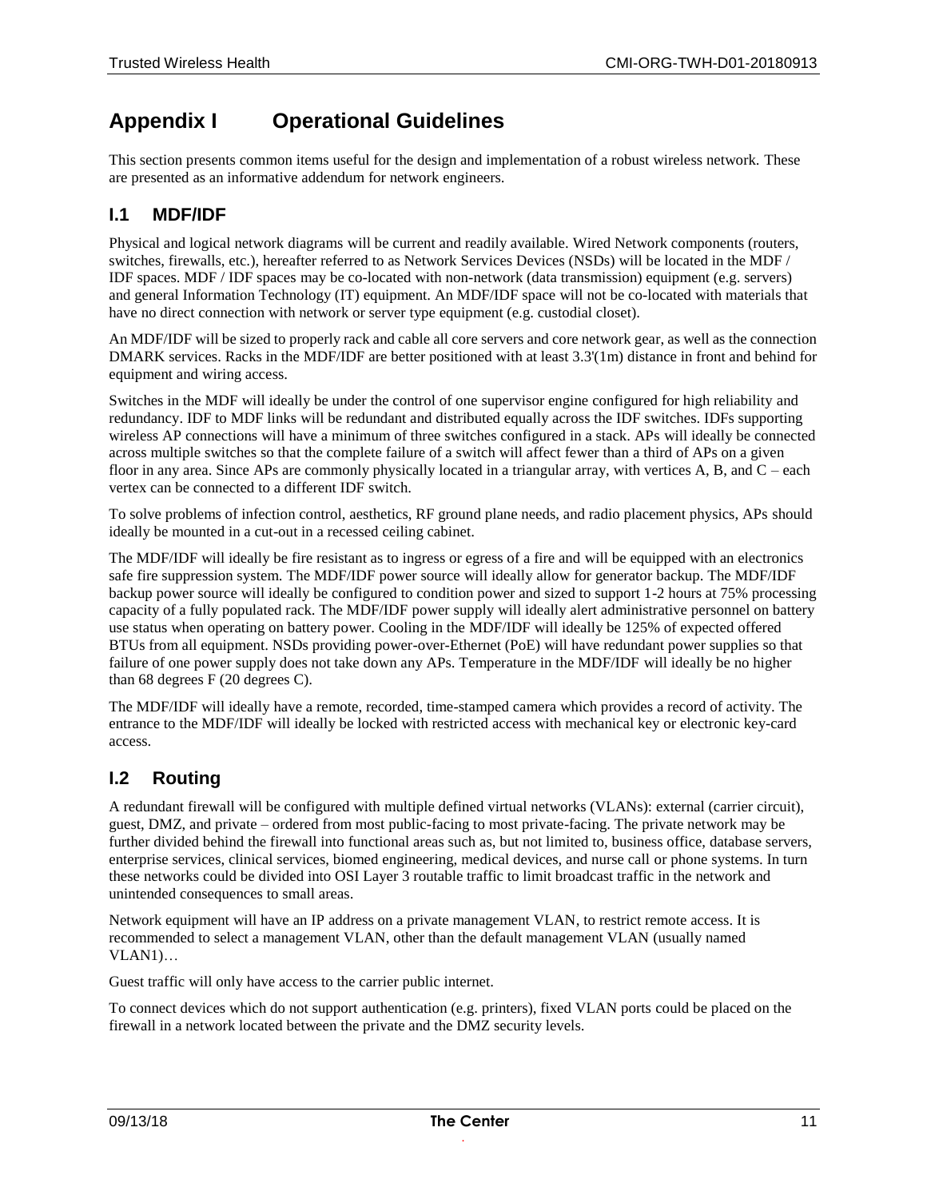# Appendix I Operational Guidelines

This section presents common items useful for the design and implementation of a robust wireless network. These are presented as an informative addendum for network engineers.

## I.1 MDF/IDF

Physical and logical network diagrams will be current and readily available. Wired Network components (routers, switches, firewalls, etc.), hereafter referred to as Network Services Devices (NSDs) will be located in the MDF / IDF spaces. MDF / IDF spaces may be co-located with non-network (data transmission) equipment (e.g. servers) and general Information Technology (IT) equipment. An MDF/IDF space will not be co-located with materials that have no direct connection with network or server type equipment (e.g. custodial closet).

An MDF/IDF will be sized to properly rack and cable all core servers and core network gear, as well as the connection DMARK services. Racks in the MDF/IDF are better positioned with at least 3.3'(1m) distance in front and behind for equipment and wiring access.

Switches in the MDF will ideally be under the control of one supervisor engine configured for high reliability and redundancy. IDF to MDF links will be redundant and distributed equally across the IDF switches. IDFs supporting wireless AP connections will have a minimum of three switches configured in a stack. APs will ideally be connected across multiple switches so that the complete failure of a switch will affect fewer than a third of APs on a given floor in any area. Since APs are commonly physically located in a triangular array, with vertices A, B, and C – each vertex can be connected to a different IDF switch.

To solve problems of infection control, aesthetics, RF ground plane needs, and radio placement physics, APs should ideally be mounted in a cut-out in a recessed ceiling cabinet.

The MDF/IDF will ideally be fire resistant as to ingress or egress of a fire and will be equipped with an electronics safe fire suppression system. The MDF/IDF power source will ideally allow for generator backup. The MDF/IDF backup power source will ideally be configured to condition power and sized to support 1-2 hours at 75% processing capacity of a fully populated rack. The MDF/IDF power supply will ideally alert administrative personnel on battery use status when operating on battery power. Cooling in the MDF/IDF will ideally be 125% of expected offered BTUs from all equipment. NSDs providing power-over-Ethernet (PoE) will have redundant power supplies so that failure of one power supply does not take down any APs. Temperature in the MDF/IDF will ideally be no higher than 68 degrees F (20 degrees C).

The MDF/IDF will ideally have a remote, recorded, time-stamped camera which provides a record of activity. The entrance to the MDF/IDF will ideally be locked with restricted access with mechanical key or electronic key-card access.

## I.2 Routing

A redundant firewall will be configured with multiple defined virtual networks (VLANs): external (carrier circuit), guest, DMZ, and private – ordered from most public-facing to most private-facing. The private network may be further divided behind the firewall into functional areas such as, but not limited to, business office, database servers, enterprise services, clinical services, biomed engineering, medical devices, and nurse call or phone systems. In turn these networks could be divided into OSI Layer 3 routable traffic to limit broadcast traffic in the network and unintended consequences to small areas.

Network equipment will have an IP address on a private management VLAN, to restrict remote access. It is recommended to select a management VLAN, other than the default management VLAN (usually named VLAN1)…

Guest traffic will only have access to the carrier public internet.

To connect devices which do not support authentication (e.g. printers), fixed VLAN ports could be placed on the firewall in a network located between the private and the DMZ security levels.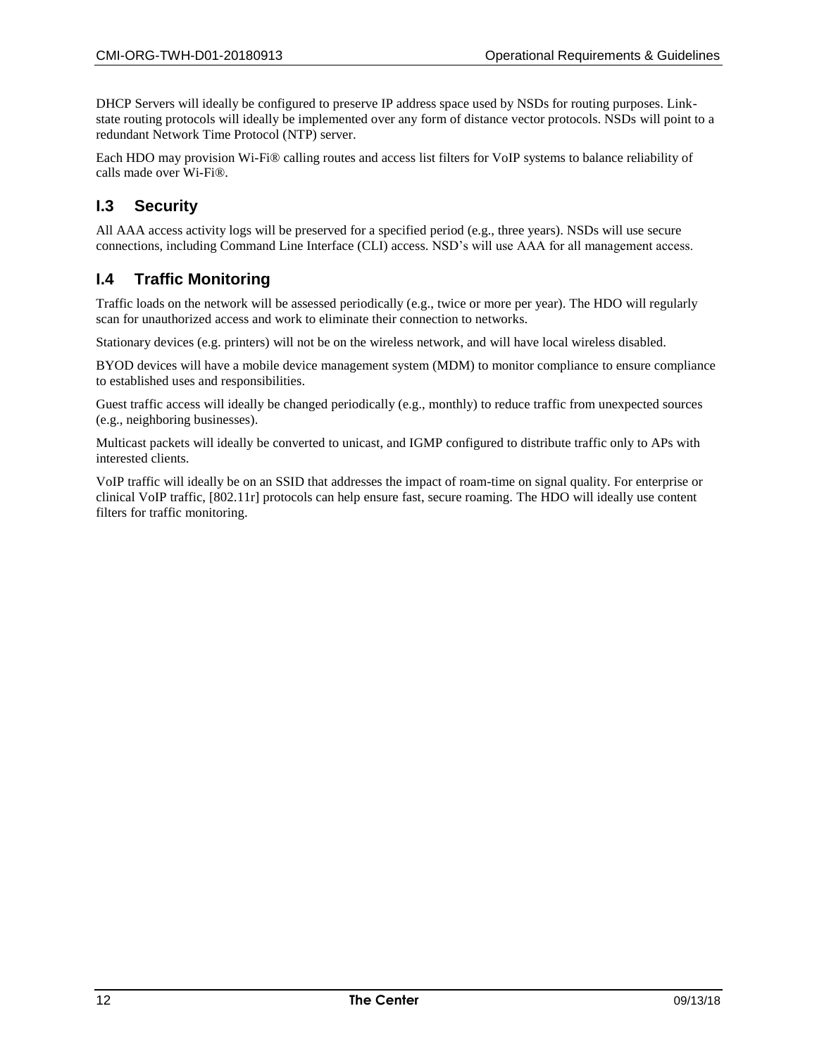DHCP Servers will ideally be configured to preserve IP address space used by NSDs for routing purposes. Link-state routing protocols will ideally be implemented over any form of distance vector protocols. NSDs will point to a redundant Network Time Protocol (NTP) server.

Each HDO may provision Wi-Fi® calling routes and access list filters for VoIP systems to balance reliability of calls made over Wi-Fi®.

## I.3 Security

All AAA access activity logs will be preserved for a specified period (e.g., three years). NSDs will use secure connections, including Command Line Interface (CLI) access. NSD's will use AAA for all management access.

## I.4 Traffic Monitoring

Traffic loads on the network will be assessed periodically (e.g., twice or more per year). The HDO will regularly scan for unauthorized access and work to eliminate their connection to networks.

Stationary devices (e.g. printers) will not be on the wireless network, and will have local wireless disabled.

BYOD devices will have a mobile device management system (MDM) to monitor compliance to ensure compliance to established uses and responsibilities.

Guest traffic access will ideally be changed periodically (e.g., monthly) to reduce traffic from unexpected sources (e.g., neighboring businesses).

Multicast packets will ideally be converted to unicast, and IGMP configured to distribute traffic only to APs with interested clients.

VoIP traffic will ideally be on an SSID that addresses the impact of roam-time on signal quality. For enterprise or clinical VoIP traffic, [802.11r] protocols can help ensure fast, secure roaming. The HDO will ideally use content filters for traffic monitoring.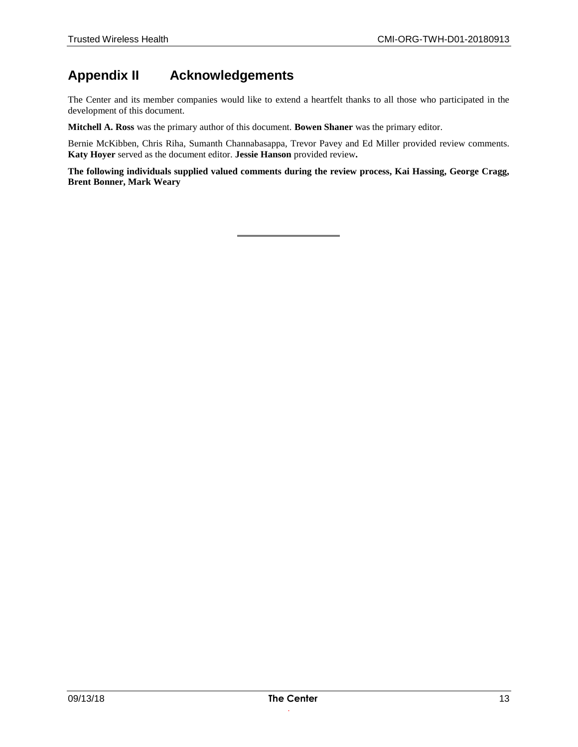# Appendix II Acknowledgements

The Center and its member companies would like to extend a heartfelt thanks to all those who participated in the development of this document.

**Mitchell A. Ross** was the primary author of this document. **Bowen Shaner** was the primary editor.

Bernie McKibben, Chris Riha, Sumanth Channabasappa, Trevor Pavey and Ed Miller provided review comments. **Katy Hoyer** served as the document editor. **Jessie Hanson** provided review**.**

**The following individuals supplied valued comments during the review process, Kai Hassing, George Cragg, Brent Bonner, Mark Weary**